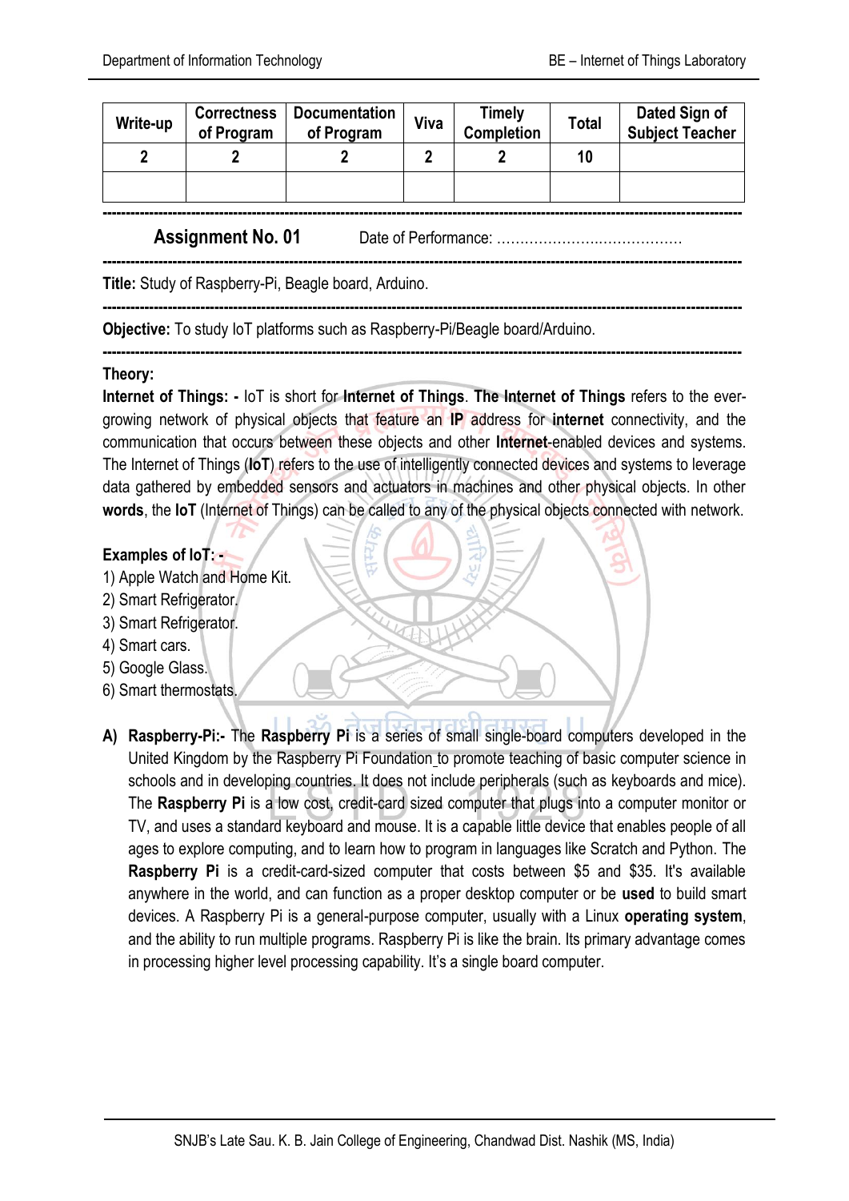| Write-up | Correctness of Program | Documentation of Program | Viva | Timely Completion | Total | Dated Sign of Subject Teacher |
|---|---|---|---|---|---|---|
| 2 | 2 | 2 | 2 | 2 | 10 | |
| | | | | | | |

---

## Assignment No. 01

Date of Performance: ……………………..………………

---

**Title:** Study of Raspberry-Pi, Beagle board, Arduino.

---

**Objective:** To study IoT platforms such as Raspberry-Pi/Beagle board/Arduino.

---

**Theory:**

**Internet of Things: -** IoT is short for **Internet of Things**. **The Internet of Things** refers to the ever-growing network of physical objects that feature an **IP** address for **internet** connectivity, and the communication that occurs between these objects and other **Internet**-enabled devices and systems. The Internet of Things (**IoT**) refers to the use of intelligently connected devices and systems to leverage data gathered by embedded sensors and actuators in machines and other physical objects. In other **words**, the **IoT** (Internet of Things) can be called to any of the physical objects connected with network.

**Examples of IoT: -**

1) Apple Watch and Home Kit.
2) Smart Refrigerator.
3) Smart Refrigerator.
4) Smart cars.
5) Google Glass.
6) Smart thermostats.

**A) Raspberry-Pi:-** The **Raspberry Pi** is a series of small single-board computers developed in the United Kingdom by the Raspberry Pi Foundation to promote teaching of basic computer science in schools and in developing countries. It does not include peripherals (such as keyboards and mice). The **Raspberry Pi** is a low cost, credit-card sized computer that plugs into a computer monitor or TV, and uses a standard keyboard and mouse. It is a capable little device that enables people of all ages to explore computing, and to learn how to program in languages like Scratch and Python. The **Raspberry Pi** is a credit-card-sized computer that costs between $5 and $35. It's available anywhere in the world, and can function as a proper desktop computer or be **used** to build smart devices. A Raspberry Pi is a general-purpose computer, usually with a Linux **operating system**, and the ability to run multiple programs. Raspberry Pi is like the brain. Its primary advantage comes in processing higher level processing capability. It's a single board computer.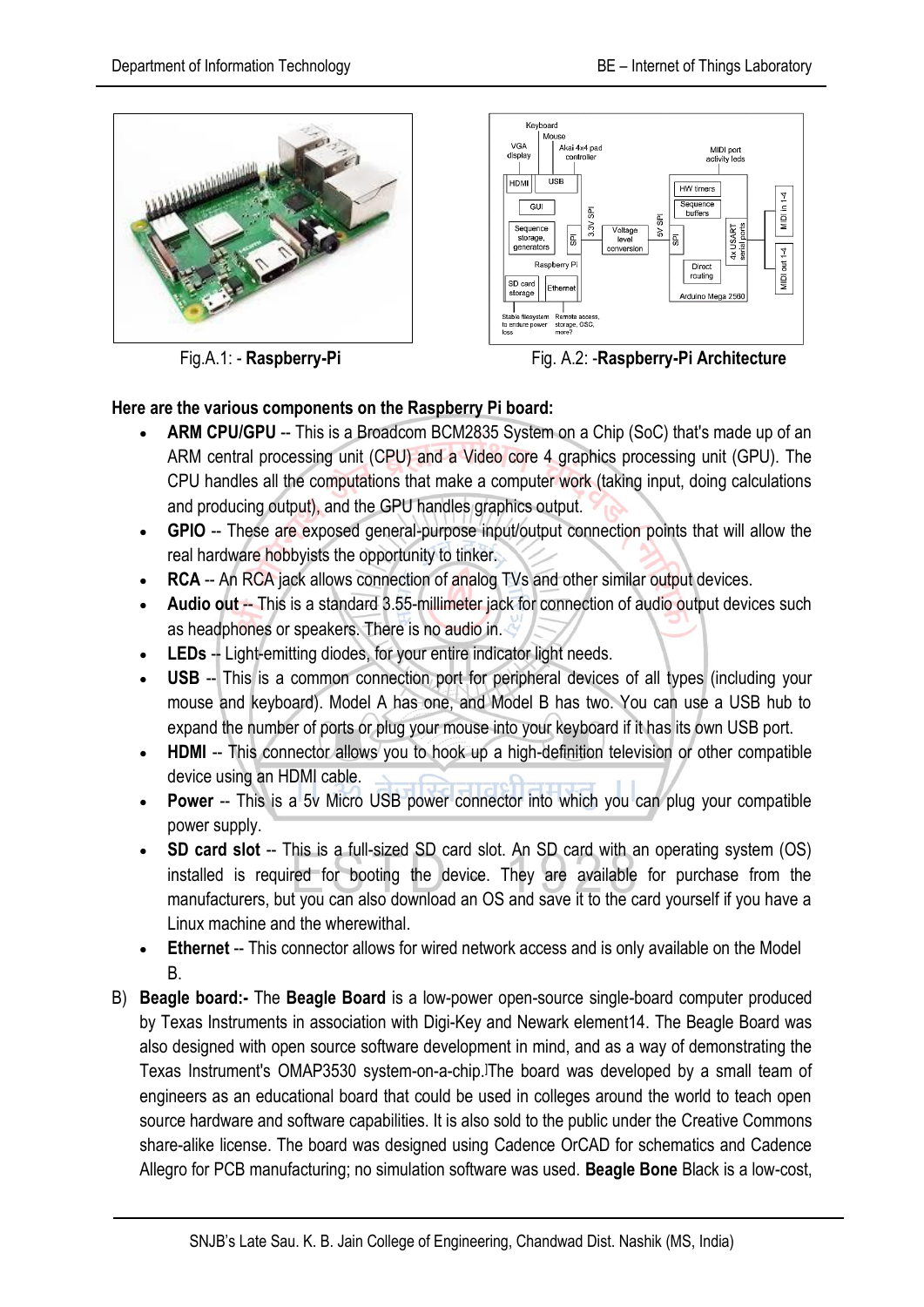Fig.A.1: - **Raspberry-Pi**

Fig. A.2: -**Raspberry-Pi Architecture**

**Here are the various components on the Raspberry Pi board:**

- **ARM CPU/GPU** -- This is a Broadcom BCM2835 System on a Chip (SoC) that's made up of an ARM central processing unit (CPU) and a Video core 4 graphics processing unit (GPU). The CPU handles all the computations that make a computer work (taking input, doing calculations and producing output), and the GPU handles graphics output.
- **GPIO** -- These are exposed general-purpose input/output connection points that will allow the real hardware hobbyists the opportunity to tinker.
- **RCA** -- An RCA jack allows connection of analog TVs and other similar output devices.
- **Audio out** -- This is a standard 3.55-millimeter jack for connection of audio output devices such as headphones or speakers. There is no audio in.
- **LEDs** -- Light-emitting diodes, for your entire indicator light needs.
- **USB** -- This is a common connection port for peripheral devices of all types (including your mouse and keyboard). Model A has one, and Model B has two. You can use a USB hub to expand the number of ports or plug your mouse into your keyboard if it has its own USB port.
- **HDMI** -- This connector allows you to hook up a high-definition television or other compatible device using an HDMI cable.
- **Power** -- This is a 5v Micro USB power connector into which you can plug your compatible power supply.
- **SD card slot** -- This is a full-sized SD card slot. An SD card with an operating system (OS) installed is required for booting the device. They are available for purchase from the manufacturers, but you can also download an OS and save it to the card yourself if you have a Linux machine and the wherewithal.
- **Ethernet** -- This connector allows for wired network access and is only available on the Model B.

B) **Beagle board:-** The **Beagle Board** is a low-power open-source single-board computer produced by Texas Instruments in association with Digi-Key and Newark element14. The Beagle Board was also designed with open source software development in mind, and as a way of demonstrating the Texas Instrument's OMAP3530 system-on-a-chip.The board was developed by a small team of engineers as an educational board that could be used in colleges around the world to teach open source hardware and software capabilities. It is also sold to the public under the Creative Commons share-alike license. The board was designed using Cadence OrCAD for schematics and Cadence Allegro for PCB manufacturing; no simulation software was used. **Beagle Bone** Black is a low-cost,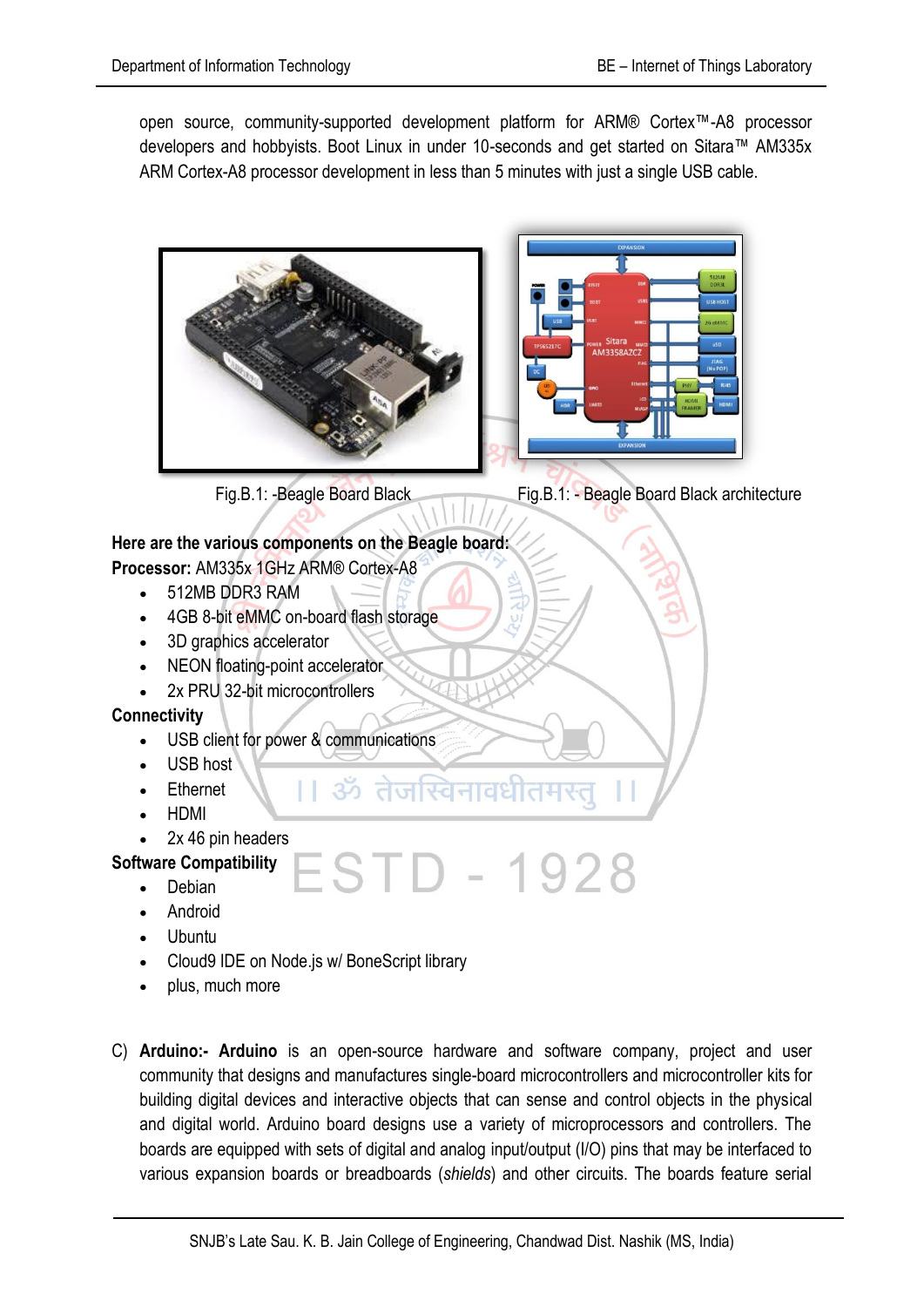open source, community-supported development platform for ARM® Cortex™-A8 processor developers and hobbyists. Boot Linux in under 10-seconds and get started on Sitara™ AM335x ARM Cortex-A8 processor development in less than 5 minutes with just a single USB cable.

Fig.B.1: -Beagle Board Black

Fig.B.1: - Beagle Board Black architecture

**Here are the various components on the Beagle board:**

**Processor:** AM335x 1GHz ARM® Cortex-A8

- 512MB DDR3 RAM
- 4GB 8-bit eMMC on-board flash storage
- 3D graphics accelerator
- NEON floating-point accelerator
- 2x PRU 32-bit microcontrollers

**Connectivity**

- USB client for power & communications
- USB host
- Ethernet
- HDMI
- 2x 46 pin headers

**Software Compatibility**

- Debian
- Android
- Ubuntu
- Cloud9 IDE on Node.js w/ BoneScript library
- plus, much more

C) **Arduino:- Arduino** is an open-source hardware and software company, project and user community that designs and manufactures single-board microcontrollers and microcontroller kits for building digital devices and interactive objects that can sense and control objects in the physical and digital world. Arduino board designs use a variety of microprocessors and controllers. The boards are equipped with sets of digital and analog input/output (I/O) pins that may be interfaced to various expansion boards or breadboards (*shields*) and other circuits. The boards feature serial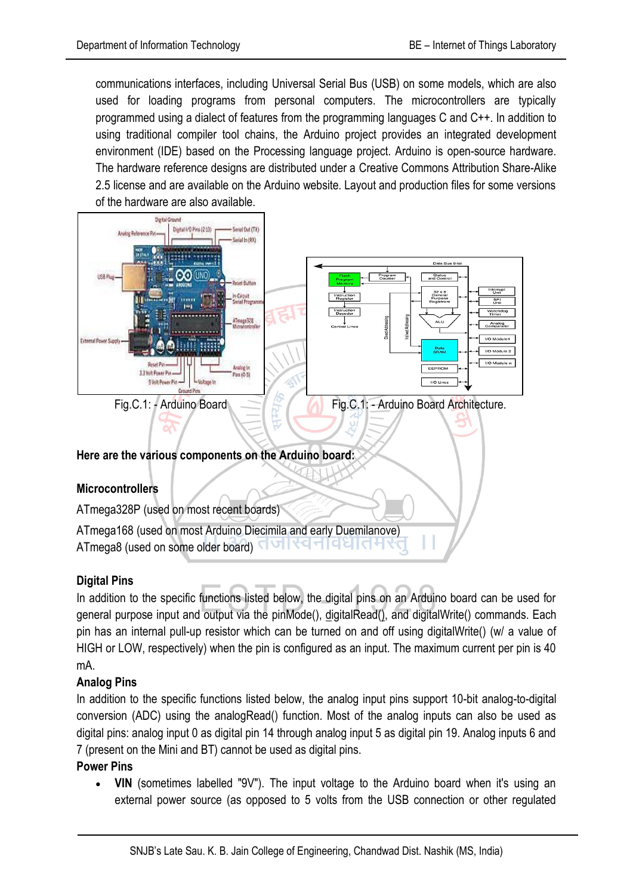communications interfaces, including Universal Serial Bus (USB) on some models, which are also used for loading programs from personal computers. The microcontrollers are typically programmed using a dialect of features from the programming languages C and C++. In addition to using traditional compiler tool chains, the Arduino project provides an integrated development environment (IDE) based on the Processing language project. Arduino is open-source hardware. The hardware reference designs are distributed under a Creative Commons Attribution Share-Alike 2.5 license and are available on the Arduino website. Layout and production files for some versions of the hardware are also available.

Fig.C.1: - Arduino Board

Fig.C.1: - Arduino Board Architecture.

**Here are the various components on the Arduino board:**

**Microcontrollers**

ATmega328P (used on most recent boards)

ATmega168 (used on most Arduino Diecimila and early Duemilanove)
ATmega8 (used on some older board)

**Digital Pins**

In addition to the specific functions listed below, the digital pins on an Arduino board can be used for general purpose input and output via the pinMode(), digitalRead(), and digitalWrite() commands. Each pin has an internal pull-up resistor which can be turned on and off using digitalWrite() (w/ a value of HIGH or LOW, respectively) when the pin is configured as an input. The maximum current per pin is 40 mA.

**Analog Pins**

In addition to the specific functions listed below, the analog input pins support 10-bit analog-to-digital conversion (ADC) using the analogRead() function. Most of the analog inputs can also be used as digital pins: analog input 0 as digital pin 14 through analog input 5 as digital pin 19. Analog inputs 6 and 7 (present on the Mini and BT) cannot be used as digital pins.

**Power Pins**

- **VIN** (sometimes labelled "9V"). The input voltage to the Arduino board when it's using an external power source (as opposed to 5 volts from the USB connection or other regulated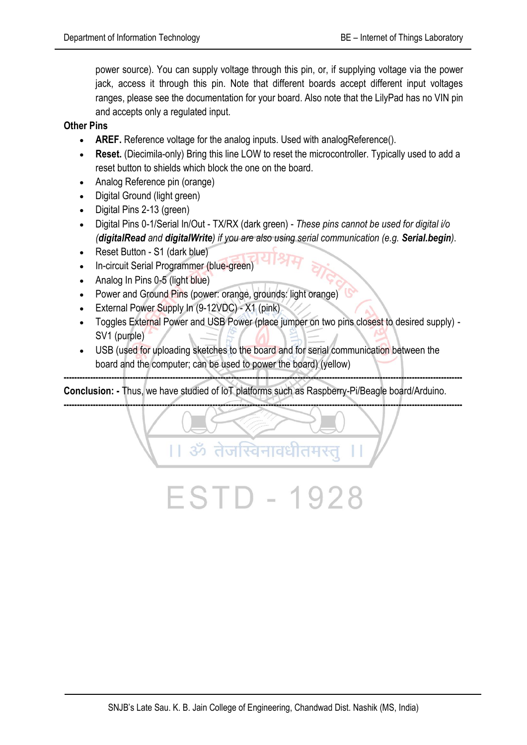power source). You can supply voltage through this pin, or, if supplying voltage via the power jack, access it through this pin. Note that different boards accept different input voltages ranges, please see the documentation for your board. Also note that the LilyPad has no VIN pin and accepts only a regulated input.

**Other Pins**

- **AREF.** Reference voltage for the analog inputs. Used with analogReference().
- **Reset.** (Diecimila-only) Bring this line LOW to reset the microcontroller. Typically used to add a reset button to shields which block the one on the board.
- Analog Reference pin (orange)
- Digital Ground (light green)
- Digital Pins 2-13 (green)
- Digital Pins 0-1/Serial In/Out - TX/RX (dark green) - *These pins cannot be used for digital i/o (**digitalRead** and **digitalWrite**) if you are also using serial communication (e.g. **Serial.begin**).*
- Reset Button - S1 (dark blue)
- In-circuit Serial Programmer (blue-green)
- Analog In Pins 0-5 (light blue)
- Power and Ground Pins (power: orange, grounds: light orange)
- External Power Supply In (9-12VDC) - X1 (pink)
- Toggles External Power and USB Power (place jumper on two pins closest to desired supply) - SV1 (purple)
- USB (used for uploading sketches to the board and for serial communication between the board and the computer; can be used to power the board) (yellow)

---

**Conclusion: -** Thus, we have studied of IoT platforms such as Raspberry-Pi/Beagle board/Arduino.

---